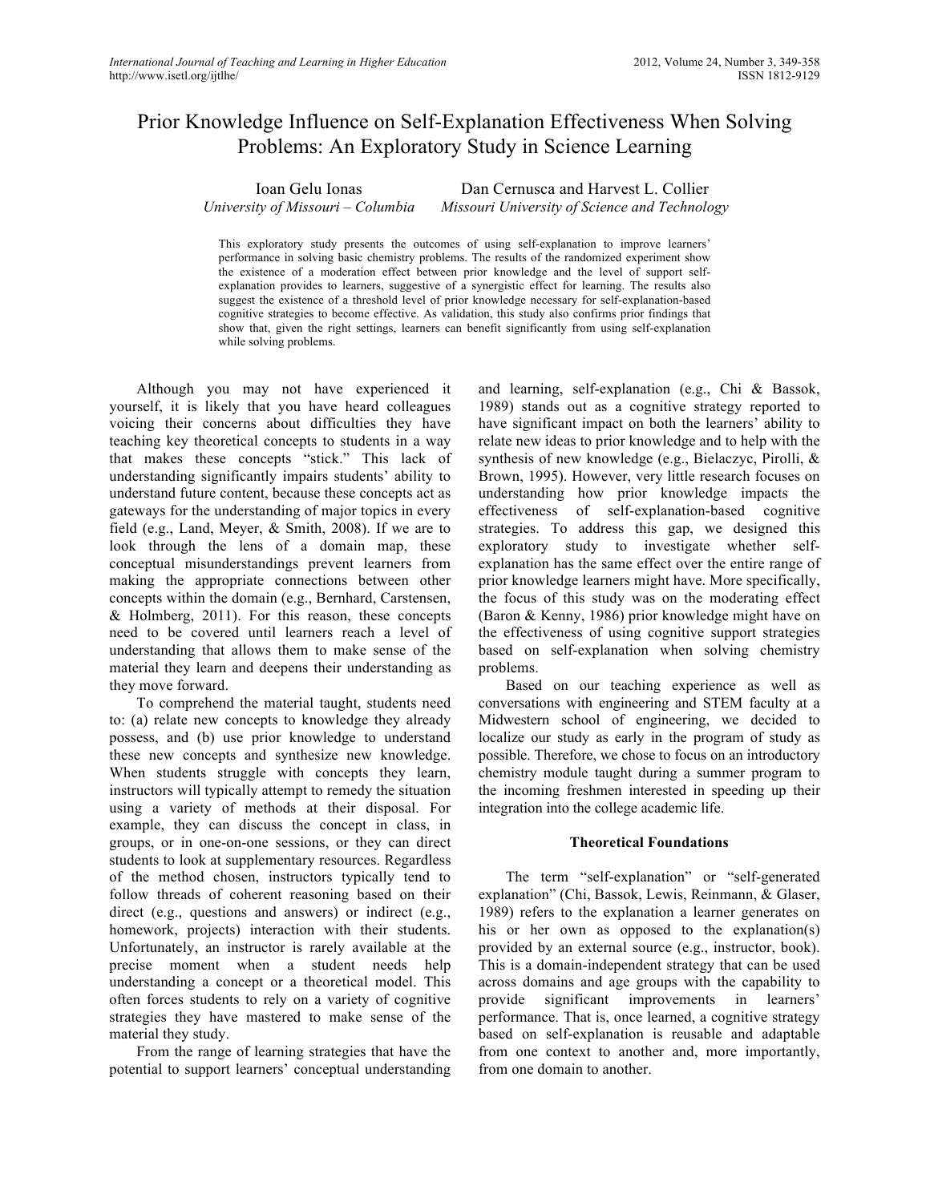# Prior Knowledge Influence on Self-Explanation Effectiveness When Solving Problems: An Exploratory Study in Science Learning

Ioan Gelu Ionas
*University of Missouri – Columbia*

Dan Cernusca and Harvest L. Collier
*Missouri University of Science and Technology*

This exploratory study presents the outcomes of using self-explanation to improve learners' performance in solving basic chemistry problems. The results of the randomized experiment show the existence of a moderation effect between prior knowledge and the level of support self-explanation provides to learners, suggestive of a synergistic effect for learning. The results also suggest the existence of a threshold level of prior knowledge necessary for self-explanation-based cognitive strategies to become effective. As validation, this study also confirms prior findings that show that, given the right settings, learners can benefit significantly from using self-explanation while solving problems.

Although you may not have experienced it yourself, it is likely that you have heard colleagues voicing their concerns about difficulties they have teaching key theoretical concepts to students in a way that makes these concepts "stick." This lack of understanding significantly impairs students' ability to understand future content, because these concepts act as gateways for the understanding of major topics in every field (e.g., Land, Meyer, & Smith, 2008). If we are to look through the lens of a domain map, these conceptual misunderstandings prevent learners from making the appropriate connections between other concepts within the domain (e.g., Bernhard, Carstensen, & Holmberg, 2011). For this reason, these concepts need to be covered until learners reach a level of understanding that allows them to make sense of the material they learn and deepens their understanding as they move forward.

To comprehend the material taught, students need to: (a) relate new concepts to knowledge they already possess, and (b) use prior knowledge to understand these new concepts and synthesize new knowledge. When students struggle with concepts they learn, instructors will typically attempt to remedy the situation using a variety of methods at their disposal. For example, they can discuss the concept in class, in groups, or in one-on-one sessions, or they can direct students to look at supplementary resources. Regardless of the method chosen, instructors typically tend to follow threads of coherent reasoning based on their direct (e.g., questions and answers) or indirect (e.g., homework, projects) interaction with their students. Unfortunately, an instructor is rarely available at the precise moment when a student needs help understanding a concept or a theoretical model. This often forces students to rely on a variety of cognitive strategies they have mastered to make sense of the material they study.

From the range of learning strategies that have the potential to support learners' conceptual understanding and learning, self-explanation (e.g., Chi & Bassok, 1989) stands out as a cognitive strategy reported to have significant impact on both the learners' ability to relate new ideas to prior knowledge and to help with the synthesis of new knowledge (e.g., Bielaczyc, Pirolli, & Brown, 1995). However, very little research focuses on understanding how prior knowledge impacts the effectiveness of self-explanation-based cognitive strategies. To address this gap, we designed this exploratory study to investigate whether self-explanation has the same effect over the entire range of prior knowledge learners might have. More specifically, the focus of this study was on the moderating effect (Baron & Kenny, 1986) prior knowledge might have on the effectiveness of using cognitive support strategies based on self-explanation when solving chemistry problems.

Based on our teaching experience as well as conversations with engineering and STEM faculty at a Midwestern school of engineering, we decided to localize our study as early in the program of study as possible. Therefore, we chose to focus on an introductory chemistry module taught during a summer program to the incoming freshmen interested in speeding up their integration into the college academic life.

## Theoretical Foundations

The term "self-explanation" or "self-generated explanation" (Chi, Bassok, Lewis, Reinmann, & Glaser, 1989) refers to the explanation a learner generates on his or her own as opposed to the explanation(s) provided by an external source (e.g., instructor, book). This is a domain-independent strategy that can be used across domains and age groups with the capability to provide significant improvements in learners' performance. That is, once learned, a cognitive strategy based on self-explanation is reusable and adaptable from one context to another and, more importantly, from one domain to another.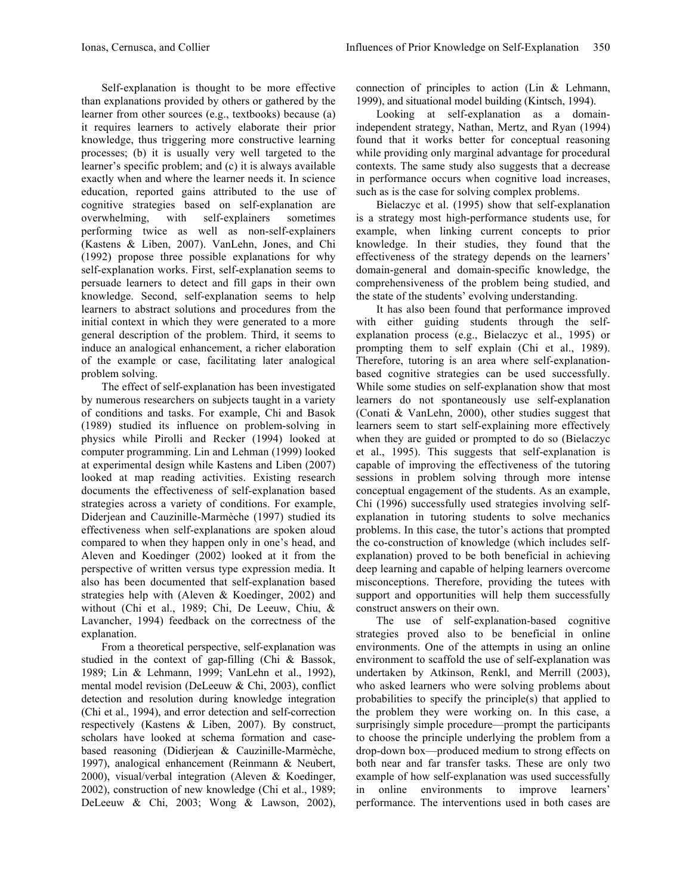Self-explanation is thought to be more effective than explanations provided by others or gathered by the learner from other sources (e.g., textbooks) because (a) it requires learners to actively elaborate their prior knowledge, thus triggering more constructive learning processes; (b) it is usually very well targeted to the learner's specific problem; and (c) it is always available exactly when and where the learner needs it. In science education, reported gains attributed to the use of cognitive strategies based on self-explanation are overwhelming, with self-explainers sometimes performing twice as well as non-self-explainers (Kastens & Liben, 2007). VanLehn, Jones, and Chi (1992) propose three possible explanations for why self-explanation works. First, self-explanation seems to persuade learners to detect and fill gaps in their own knowledge. Second, self-explanation seems to help learners to abstract solutions and procedures from the initial context in which they were generated to a more general description of the problem. Third, it seems to induce an analogical enhancement, a richer elaboration of the example or case, facilitating later analogical problem solving.

The effect of self-explanation has been investigated by numerous researchers on subjects taught in a variety of conditions and tasks. For example, Chi and Basok (1989) studied its influence on problem-solving in physics while Pirolli and Recker (1994) looked at computer programming. Lin and Lehman (1999) looked at experimental design while Kastens and Liben (2007) looked at map reading activities. Existing research documents the effectiveness of self-explanation based strategies across a variety of conditions. For example, Diderjean and Cauzinille-Marmèche (1997) studied its effectiveness when self-explanations are spoken aloud compared to when they happen only in one's head, and Aleven and Koedinger (2002) looked at it from the perspective of written versus type expression media. It also has been documented that self-explanation based strategies help with (Aleven & Koedinger, 2002) and without (Chi et al., 1989; Chi, De Leeuw, Chiu, & Lavancher, 1994) feedback on the correctness of the explanation.

From a theoretical perspective, self-explanation was studied in the context of gap-filling (Chi & Bassok, 1989; Lin & Lehmann, 1999; VanLehn et al., 1992), mental model revision (DeLeeuw & Chi, 2003), conflict detection and resolution during knowledge integration (Chi et al., 1994), and error detection and self-correction respectively (Kastens & Liben, 2007). By construct, scholars have looked at schema formation and case-based reasoning (Didierjean & Cauzinille-Marmèche, 1997), analogical enhancement (Reinmann & Neubert, 2000), visual/verbal integration (Aleven & Koedinger, 2002), construction of new knowledge (Chi et al., 1989; DeLeeuw & Chi, 2003; Wong & Lawson, 2002), connection of principles to action (Lin & Lehmann, 1999), and situational model building (Kintsch, 1994).

Looking at self-explanation as a domain-independent strategy, Nathan, Mertz, and Ryan (1994) found that it works better for conceptual reasoning while providing only marginal advantage for procedural contexts. The same study also suggests that a decrease in performance occurs when cognitive load increases, such as is the case for solving complex problems.

Bielaczyc et al. (1995) show that self-explanation is a strategy most high-performance students use, for example, when linking current concepts to prior knowledge. In their studies, they found that the effectiveness of the strategy depends on the learners' domain-general and domain-specific knowledge, the comprehensiveness of the problem being studied, and the state of the students' evolving understanding.

It has also been found that performance improved with either guiding students through the self-explanation process (e.g., Bielaczyc et al., 1995) or prompting them to self explain (Chi et al., 1989). Therefore, tutoring is an area where self-explanation-based cognitive strategies can be used successfully. While some studies on self-explanation show that most learners do not spontaneously use self-explanation (Conati & VanLehn, 2000), other studies suggest that learners seem to start self-explaining more effectively when they are guided or prompted to do so (Bielaczyc et al., 1995). This suggests that self-explanation is capable of improving the effectiveness of the tutoring sessions in problem solving through more intense conceptual engagement of the students. As an example, Chi (1996) successfully used strategies involving self-explanation in tutoring students to solve mechanics problems. In this case, the tutor's actions that prompted the co-construction of knowledge (which includes self-explanation) proved to be both beneficial in achieving deep learning and capable of helping learners overcome misconceptions. Therefore, providing the tutees with support and opportunities will help them successfully construct answers on their own.

The use of self-explanation-based cognitive strategies proved also to be beneficial in online environments. One of the attempts in using an online environment to scaffold the use of self-explanation was undertaken by Atkinson, Renkl, and Merrill (2003), who asked learners who were solving problems about probabilities to specify the principle(s) that applied to the problem they were working on. In this case, a surprisingly simple procedure—prompt the participants to choose the principle underlying the problem from a drop-down box—produced medium to strong effects on both near and far transfer tasks. These are only two example of how self-explanation was used successfully in online environments to improve learners' performance. The interventions used in both cases are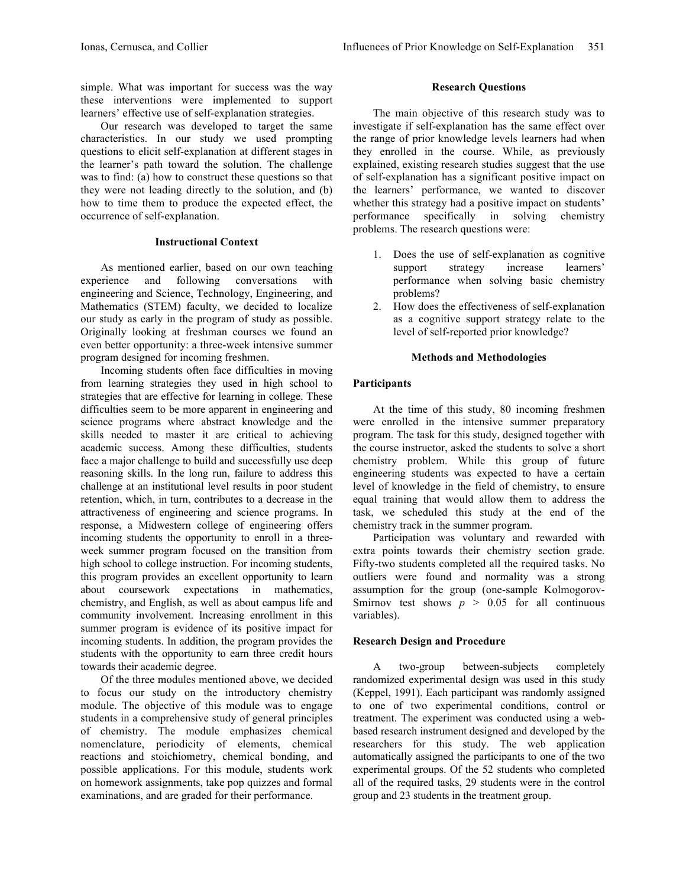simple. What was important for success was the way these interventions were implemented to support learners' effective use of self-explanation strategies.

Our research was developed to target the same characteristics. In our study we used prompting questions to elicit self-explanation at different stages in the learner's path toward the solution. The challenge was to find: (a) how to construct these questions so that they were not leading directly to the solution, and (b) how to time them to produce the expected effect, the occurrence of self-explanation.

## Instructional Context

As mentioned earlier, based on our own teaching experience and following conversations with engineering and Science, Technology, Engineering, and Mathematics (STEM) faculty, we decided to localize our study as early in the program of study as possible. Originally looking at freshman courses we found an even better opportunity: a three-week intensive summer program designed for incoming freshmen.

Incoming students often face difficulties in moving from learning strategies they used in high school to strategies that are effective for learning in college. These difficulties seem to be more apparent in engineering and science programs where abstract knowledge and the skills needed to master it are critical to achieving academic success. Among these difficulties, students face a major challenge to build and successfully use deep reasoning skills. In the long run, failure to address this challenge at an institutional level results in poor student retention, which, in turn, contributes to a decrease in the attractiveness of engineering and science programs. In response, a Midwestern college of engineering offers incoming students the opportunity to enroll in a three-week summer program focused on the transition from high school to college instruction. For incoming students, this program provides an excellent opportunity to learn about coursework expectations in mathematics, chemistry, and English, as well as about campus life and community involvement. Increasing enrollment in this summer program is evidence of its positive impact for incoming students. In addition, the program provides the students with the opportunity to earn three credit hours towards their academic degree.

Of the three modules mentioned above, we decided to focus our study on the introductory chemistry module. The objective of this module was to engage students in a comprehensive study of general principles of chemistry. The module emphasizes chemical nomenclature, periodicity of elements, chemical reactions and stoichiometry, chemical bonding, and possible applications. For this module, students work on homework assignments, take pop quizzes and formal examinations, and are graded for their performance.

## Research Questions

The main objective of this research study was to investigate if self-explanation has the same effect over the range of prior knowledge levels learners had when they enrolled in the course. While, as previously explained, existing research studies suggest that the use of self-explanation has a significant positive impact on the learners' performance, we wanted to discover whether this strategy had a positive impact on students' performance specifically in solving chemistry problems. The research questions were:

1. Does the use of self-explanation as cognitive support strategy increase learners' performance when solving basic chemistry problems?
2. How does the effectiveness of self-explanation as a cognitive support strategy relate to the level of self-reported prior knowledge?

## Methods and Methodologies

### Participants

At the time of this study, 80 incoming freshmen were enrolled in the intensive summer preparatory program. The task for this study, designed together with the course instructor, asked the students to solve a short chemistry problem. While this group of future engineering students was expected to have a certain level of knowledge in the field of chemistry, to ensure equal training that would allow them to address the task, we scheduled this study at the end of the chemistry track in the summer program.

Participation was voluntary and rewarded with extra points towards their chemistry section grade. Fifty-two students completed all the required tasks. No outliers were found and normality was a strong assumption for the group (one-sample Kolmogorov-Smirnov test shows $p > 0.05$ for all continuous variables).

### Research Design and Procedure

A two-group between-subjects completely randomized experimental design was used in this study (Keppel, 1991). Each participant was randomly assigned to one of two experimental conditions, control or treatment. The experiment was conducted using a web-based research instrument designed and developed by the researchers for this study. The web application automatically assigned the participants to one of the two experimental groups. Of the 52 students who completed all of the required tasks, 29 students were in the control group and 23 students in the treatment group.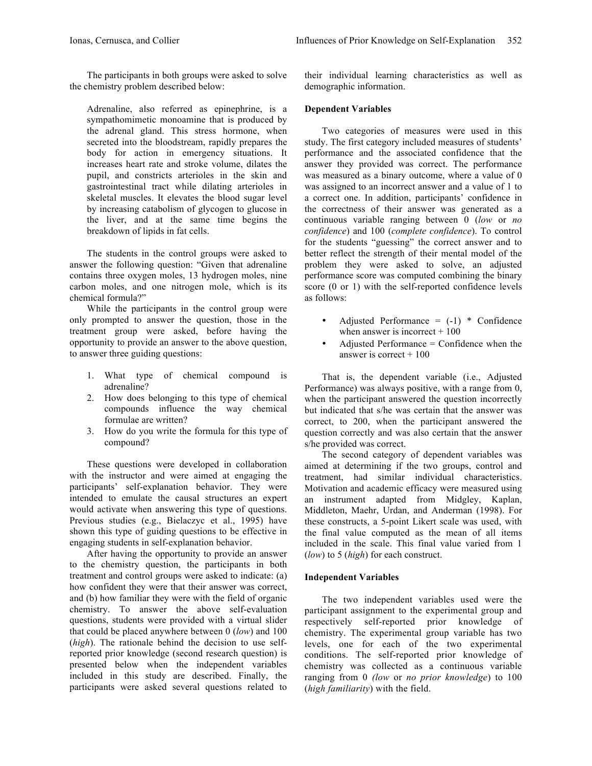The participants in both groups were asked to solve the chemistry problem described below:

> Adrenaline, also referred as epinephrine, is a sympathomimetic monoamine that is produced by the adrenal gland. This stress hormone, when secreted into the bloodstream, rapidly prepares the body for action in emergency situations. It increases heart rate and stroke volume, dilates the pupil, and constricts arterioles in the skin and gastrointestinal tract while dilating arterioles in skeletal muscles. It elevates the blood sugar level by increasing catabolism of glycogen to glucose in the liver, and at the same time begins the breakdown of lipids in fat cells.

The students in the control groups were asked to answer the following question: "Given that adrenaline contains three oxygen moles, 13 hydrogen moles, nine carbon moles, and one nitrogen mole, which is its chemical formula?"

While the participants in the control group were only prompted to answer the question, those in the treatment group were asked, before having the opportunity to provide an answer to the above question, to answer three guiding questions:

1. What type of chemical compound is adrenaline?
2. How does belonging to this type of chemical compounds influence the way chemical formulae are written?
3. How do you write the formula for this type of compound?

These questions were developed in collaboration with the instructor and were aimed at engaging the participants' self-explanation behavior. They were intended to emulate the causal structures an expert would activate when answering this type of questions. Previous studies (e.g., Bielaczyc et al., 1995) have shown this type of guiding questions to be effective in engaging students in self-explanation behavior.

After having the opportunity to provide an answer to the chemistry question, the participants in both treatment and control groups were asked to indicate: (a) how confident they were that their answer was correct, and (b) how familiar they were with the field of organic chemistry. To answer the above self-evaluation questions, students were provided with a virtual slider that could be placed anywhere between 0 (*low*) and 100 (*high*). The rationale behind the decision to use self-reported prior knowledge (second research question) is presented below when the independent variables included in this study are described. Finally, the participants were asked several questions related to their individual learning characteristics as well as demographic information.

### Dependent Variables

Two categories of measures were used in this study. The first category included measures of students' performance and the associated confidence that the answer they provided was correct. The performance was measured as a binary outcome, where a value of 0 was assigned to an incorrect answer and a value of 1 to a correct one. In addition, participants' confidence in the correctness of their answer was generated as a continuous variable ranging between 0 (*low* or *no confidence*) and 100 (*complete confidence*). To control for the students "guessing" the correct answer and to better reflect the strength of their mental model of the problem they were asked to solve, an adjusted performance score was computed combining the binary score (0 or 1) with the self-reported confidence levels as follows:

- Adjusted Performance = (-1) * Confidence when answer is incorrect + 100
- Adjusted Performance = Confidence when the answer is correct + 100

That is, the dependent variable (i.e., Adjusted Performance) was always positive, with a range from 0, when the participant answered the question incorrectly but indicated that s/he was certain that the answer was correct, to 200, when the participant answered the question correctly and was also certain that the answer s/he provided was correct.

The second category of dependent variables was aimed at determining if the two groups, control and treatment, had similar individual characteristics. Motivation and academic efficacy were measured using an instrument adapted from Midgley, Kaplan, Middleton, Maehr, Urdan, and Anderman (1998). For these constructs, a 5-point Likert scale was used, with the final value computed as the mean of all items included in the scale. This final value varied from 1 (*low*) to 5 (*high*) for each construct.

### Independent Variables

The two independent variables used were the participant assignment to the experimental group and respectively self-reported prior knowledge of chemistry. The experimental group variable has two levels, one for each of the two experimental conditions. The self-reported prior knowledge of chemistry was collected as a continuous variable ranging from 0 *(low* or *no prior knowledge*) to 100 (*high familiarity*) with the field.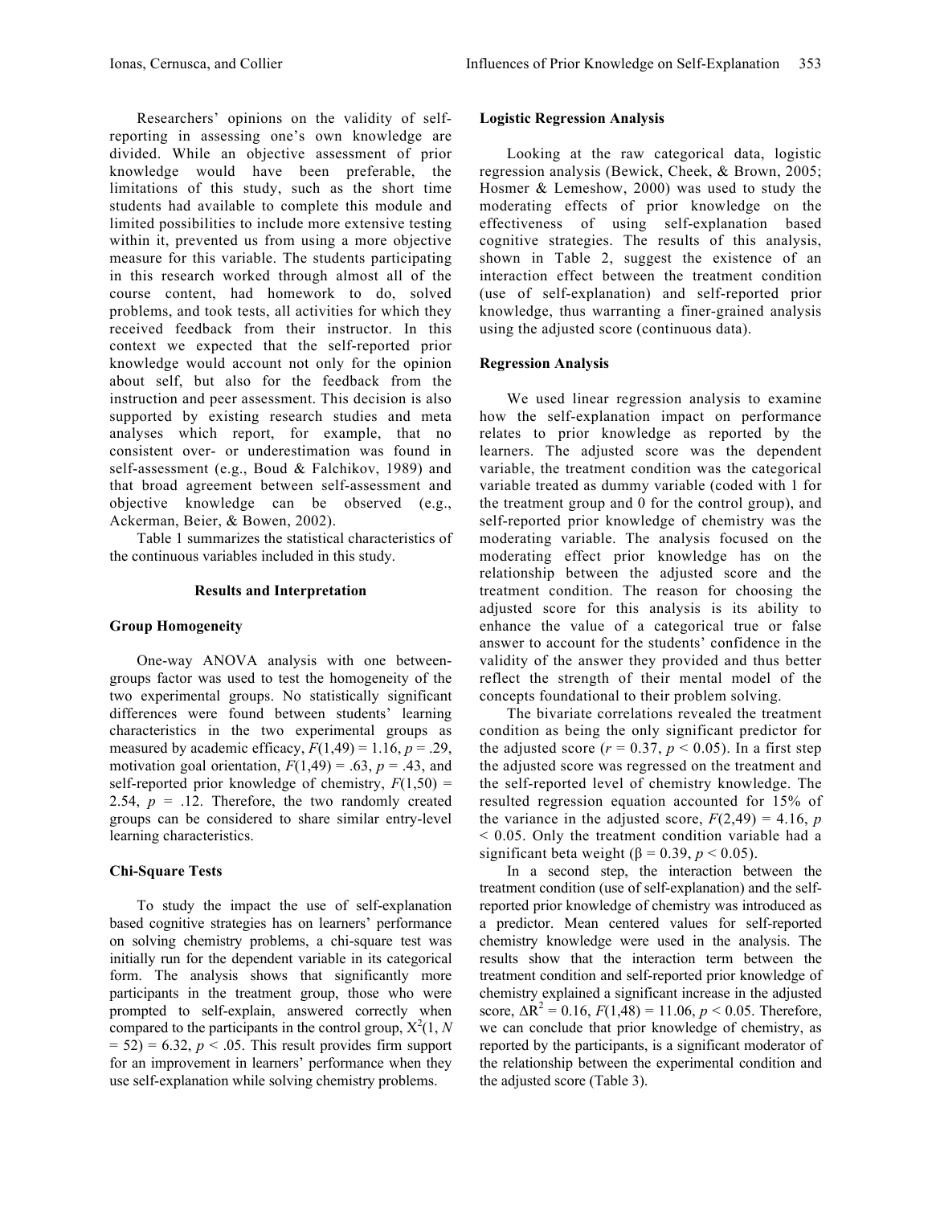Researchers' opinions on the validity of self-reporting in assessing one's own knowledge are divided. While an objective assessment of prior knowledge would have been preferable, the limitations of this study, such as the short time students had available to complete this module and limited possibilities to include more extensive testing within it, prevented us from using a more objective measure for this variable. The students participating in this research worked through almost all of the course content, had homework to do, solved problems, and took tests, all activities for which they received feedback from their instructor. In this context we expected that the self-reported prior knowledge would account not only for the opinion about self, but also for the feedback from the instruction and peer assessment. This decision is also supported by existing research studies and meta analyses which report, for example, that no consistent over- or underestimation was found in self-assessment (e.g., Boud & Falchikov, 1989) and that broad agreement between self-assessment and objective knowledge can be observed (e.g., Ackerman, Beier, & Bowen, 2002).

Table 1 summarizes the statistical characteristics of the continuous variables included in this study.

## Results and Interpretation

### Group Homogeneity

One-way ANOVA analysis with one between-groups factor was used to test the homogeneity of the two experimental groups. No statistically significant differences were found between students' learning characteristics in the two experimental groups as measured by academic efficacy, $F(1,49) = 1.16$, $p = .29$, motivation goal orientation, $F(1,49) = .63$, $p = .43$, and self-reported prior knowledge of chemistry, $F(1,50) = 2.54$, $p = .12$. Therefore, the two randomly created groups can be considered to share similar entry-level learning characteristics.

### Chi-Square Tests

To study the impact the use of self-explanation based cognitive strategies has on learners' performance on solving chemistry problems, a chi-square test was initially run for the dependent variable in its categorical form. The analysis shows that significantly more participants in the treatment group, those who were prompted to self-explain, answered correctly when compared to the participants in the control group, $X^2(1, N = 52) = 6.32$, $p < .05$. This result provides firm support for an improvement in learners' performance when they use self-explanation while solving chemistry problems.

### Logistic Regression Analysis

Looking at the raw categorical data, logistic regression analysis (Bewick, Cheek, & Brown, 2005; Hosmer & Lemeshow, 2000) was used to study the moderating effects of prior knowledge on the effectiveness of using self-explanation based cognitive strategies. The results of this analysis, shown in Table 2, suggest the existence of an interaction effect between the treatment condition (use of self-explanation) and self-reported prior knowledge, thus warranting a finer-grained analysis using the adjusted score (continuous data).

### Regression Analysis

We used linear regression analysis to examine how the self-explanation impact on performance relates to prior knowledge as reported by the learners. The adjusted score was the dependent variable, the treatment condition was the categorical variable treated as dummy variable (coded with 1 for the treatment group and 0 for the control group), and self-reported prior knowledge of chemistry was the moderating variable. The analysis focused on the moderating effect prior knowledge has on the relationship between the adjusted score and the treatment condition. The reason for choosing the adjusted score for this analysis is its ability to enhance the value of a categorical true or false answer to account for the students' confidence in the validity of the answer they provided and thus better reflect the strength of their mental model of the concepts foundational to their problem solving.

The bivariate correlations revealed the treatment condition as being the only significant predictor for the adjusted score ($r = 0.37$, $p < 0.05$). In a first step the adjusted score was regressed on the treatment and the self-reported level of chemistry knowledge. The resulted regression equation accounted for 15% of the variance in the adjusted score, $F(2,49) = 4.16$, $p < 0.05$. Only the treatment condition variable had a significant beta weight ($\beta = 0.39$, $p < 0.05$).

In a second step, the interaction between the treatment condition (use of self-explanation) and the self-reported prior knowledge of chemistry was introduced as a predictor. Mean centered values for self-reported chemistry knowledge were used in the analysis. The results show that the interaction term between the treatment condition and self-reported prior knowledge of chemistry explained a significant increase in the adjusted score, $\Delta R^2 = 0.16$, $F(1,48) = 11.06$, $p < 0.05$. Therefore, we can conclude that prior knowledge of chemistry, as reported by the participants, is a significant moderator of the relationship between the experimental condition and the adjusted score (Table 3).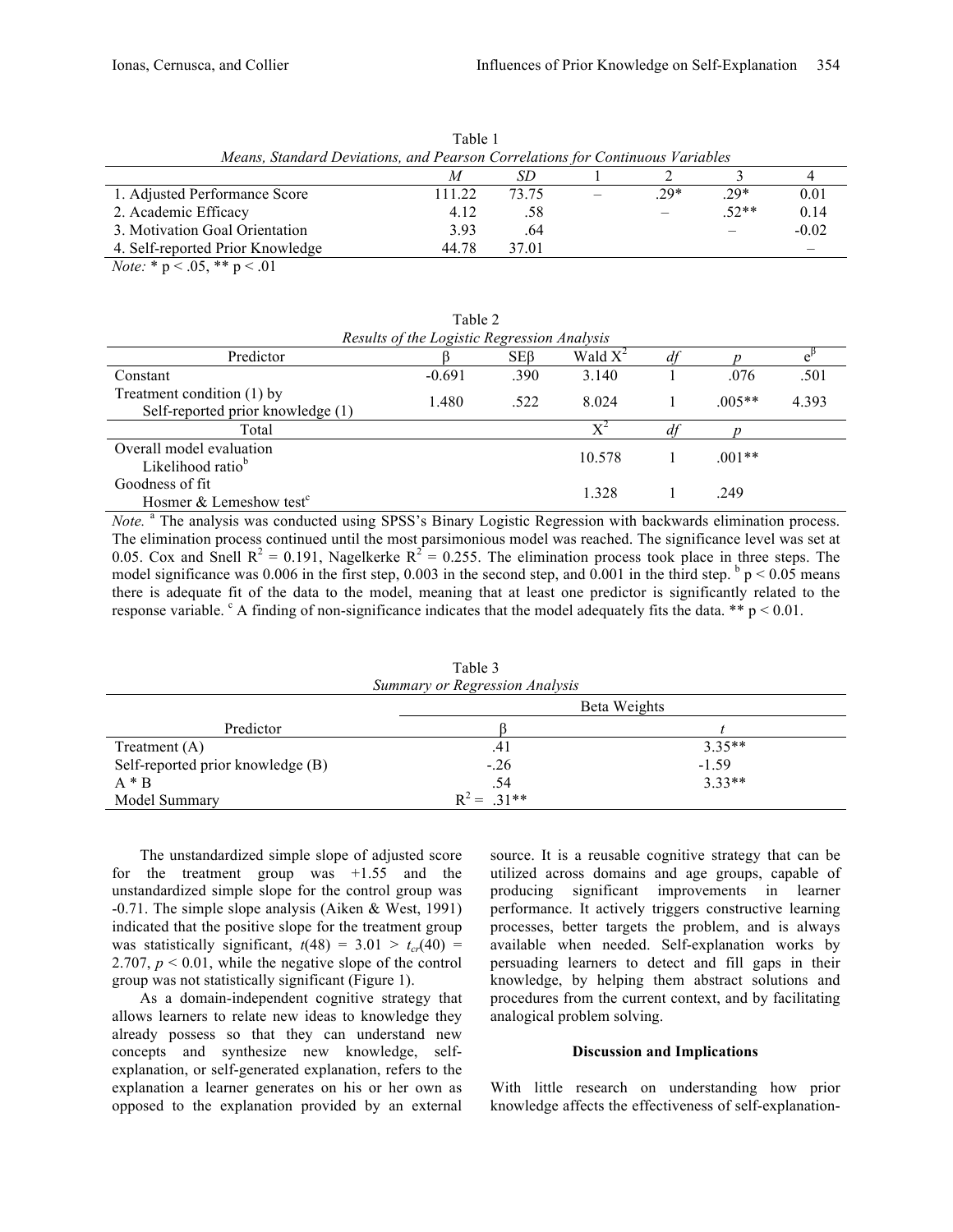Table 1

*Means, Standard Deviations, and Pearson Correlations for Continuous Variables*

| | *M* | *SD* | 1 | 2 | 3 | 4 |
|---|---|---|---|---|---|---|
| 1. Adjusted Performance Score | 111.22 | 73.75 | – | .29* | .29* | 0.01 |
| 2. Academic Efficacy | 4.12 | .58 | | – | .52** | 0.14 |
| 3. Motivation Goal Orientation | 3.93 | .64 | | | – | -0.02 |
| 4. Self-reported Prior Knowledge | 44.78 | 37.01 | | | | – |

*Note:* * p < .05, ** p < .01

Table 2

*Results of the Logistic Regression Analysis*

| Predictor | β | SEβ | Wald $X^2$ | *df* | *p* | $e^{\beta}$ |
|---|---|---|---|---|---|---|
| Constant | -0.691 | .390 | 3.140 | 1 | .076 | .501 |
| Treatment condition (1) by Self-reported prior knowledge (1) | 1.480 | .522 | 8.024 | 1 | .005** | 4.393 |
| Total | | | $X^2$ | *df* | *p* | |
| Overall model evaluation Likelihood ratio[b] | | | 10.578 | 1 | .001** | |
| Goodness of fit Hosmer & Lemeshow test[c] | | | 1.328 | 1 | .249 | |

*Note.* [a] The analysis was conducted using SPSS's Binary Logistic Regression with backwards elimination process. The elimination process continued until the most parsimonious model was reached. The significance level was set at 0.05. Cox and Snell $R^2$ = 0.191, Nagelkerke $R^2$ = 0.255. The elimination process took place in three steps. The model significance was 0.006 in the first step, 0.003 in the second step, and 0.001 in the third step. [b] p < 0.05 means there is adequate fit of the data to the model, meaning that at least one predictor is significantly related to the response variable. [c] A finding of non-significance indicates that the model adequately fits the data. ** p < 0.01.

Table 3

*Summary or Regression Analysis*

| | Beta Weights | |
|---|---|---|
| Predictor | β | *t* |
| Treatment (A) | .41 | 3.35** |
| Self-reported prior knowledge (B) | -.26 | -1.59 |
| A * B | .54 | 3.33** |
| Model Summary | $R^2$ = .31** | |

The unstandardized simple slope of adjusted score for the treatment group was +1.55 and the unstandardized simple slope for the control group was -0.71. The simple slope analysis (Aiken & West, 1991) indicated that the positive slope for the treatment group was statistically significant, $t(48) = 3.01 > t_{cr}(40) = 2.707$, $p < 0.01$, while the negative slope of the control group was not statistically significant (Figure 1).

As a domain-independent cognitive strategy that allows learners to relate new ideas to knowledge they already possess so that they can understand new concepts and synthesize new knowledge, self-explanation, or self-generated explanation, refers to the explanation a learner generates on his or her own as opposed to the explanation provided by an external source. It is a reusable cognitive strategy that can be utilized across domains and age groups, capable of producing significant improvements in learner performance. It actively triggers constructive learning processes, better targets the problem, and is always available when needed. Self-explanation works by persuading learners to detect and fill gaps in their knowledge, by helping them abstract solutions and procedures from the current context, and by facilitating analogical problem solving.

**Discussion and Implications**

With little research on understanding how prior knowledge affects the effectiveness of self-explanation-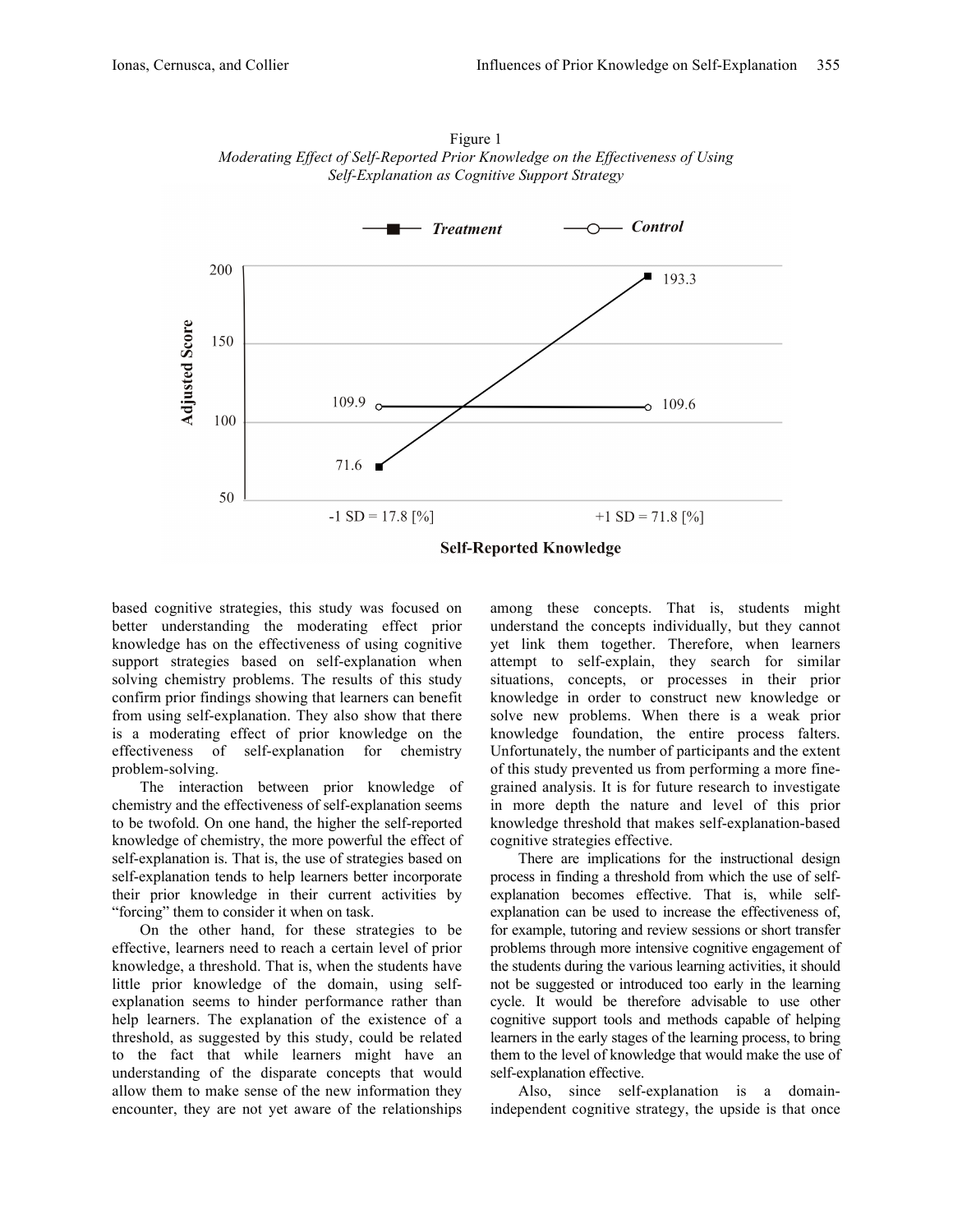Figure 1
*Moderating Effect of Self-Reported Prior Knowledge on the Effectiveness of Using Self-Explanation as Cognitive Support Strategy*

based cognitive strategies, this study was focused on better understanding the moderating effect prior knowledge has on the effectiveness of using cognitive support strategies based on self-explanation when solving chemistry problems. The results of this study confirm prior findings showing that learners can benefit from using self-explanation. They also show that there is a moderating effect of prior knowledge on the effectiveness of self-explanation for chemistry problem-solving.

The interaction between prior knowledge of chemistry and the effectiveness of self-explanation seems to be twofold. On one hand, the higher the self-reported knowledge of chemistry, the more powerful the effect of self-explanation is. That is, the use of strategies based on self-explanation tends to help learners better incorporate their prior knowledge in their current activities by "forcing" them to consider it when on task.

On the other hand, for these strategies to be effective, learners need to reach a certain level of prior knowledge, a threshold. That is, when the students have little prior knowledge of the domain, using self-explanation seems to hinder performance rather than help learners. The explanation of the existence of a threshold, as suggested by this study, could be related to the fact that while learners might have an understanding of the disparate concepts that would allow them to make sense of the new information they encounter, they are not yet aware of the relationships among these concepts. That is, students might understand the concepts individually, but they cannot yet link them together. Therefore, when learners attempt to self-explain, they search for similar situations, concepts, or processes in their prior knowledge in order to construct new knowledge or solve new problems. When there is a weak prior knowledge foundation, the entire process falters. Unfortunately, the number of participants and the extent of this study prevented us from performing a more fine-grained analysis. It is for future research to investigate in more depth the nature and level of this prior knowledge threshold that makes self-explanation-based cognitive strategies effective.

There are implications for the instructional design process in finding a threshold from which the use of self-explanation becomes effective. That is, while self-explanation can be used to increase the effectiveness of, for example, tutoring and review sessions or short transfer problems through more intensive cognitive engagement of the students during the various learning activities, it should not be suggested or introduced too early in the learning cycle. It would be therefore advisable to use other cognitive support tools and methods capable of helping learners in the early stages of the learning process, to bring them to the level of knowledge that would make the use of self-explanation effective.

Also, since self-explanation is a domain-independent cognitive strategy, the upside is that once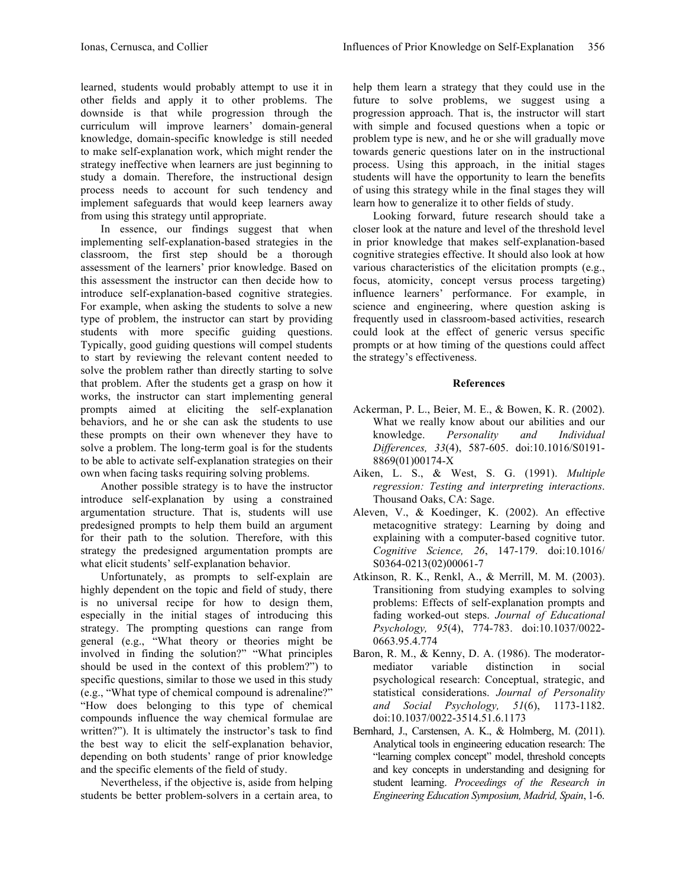learned, students would probably attempt to use it in other fields and apply it to other problems. The downside is that while progression through the curriculum will improve learners' domain-general knowledge, domain-specific knowledge is still needed to make self-explanation work, which might render the strategy ineffective when learners are just beginning to study a domain. Therefore, the instructional design process needs to account for such tendency and implement safeguards that would keep learners away from using this strategy until appropriate.

In essence, our findings suggest that when implementing self-explanation-based strategies in the classroom, the first step should be a thorough assessment of the learners' prior knowledge. Based on this assessment the instructor can then decide how to introduce self-explanation-based cognitive strategies. For example, when asking the students to solve a new type of problem, the instructor can start by providing students with more specific guiding questions. Typically, good guiding questions will compel students to start by reviewing the relevant content needed to solve the problem rather than directly starting to solve that problem. After the students get a grasp on how it works, the instructor can start implementing general prompts aimed at eliciting the self-explanation behaviors, and he or she can ask the students to use these prompts on their own whenever they have to solve a problem. The long-term goal is for the students to be able to activate self-explanation strategies on their own when facing tasks requiring solving problems.

Another possible strategy is to have the instructor introduce self-explanation by using a constrained argumentation structure. That is, students will use predesigned prompts to help them build an argument for their path to the solution. Therefore, with this strategy the predesigned argumentation prompts are what elicit students' self-explanation behavior.

Unfortunately, as prompts to self-explain are highly dependent on the topic and field of study, there is no universal recipe for how to design them, especially in the initial stages of introducing this strategy. The prompting questions can range from general (e.g., "What theory or theories might be involved in finding the solution?" "What principles should be used in the context of this problem?") to specific questions, similar to those we used in this study (e.g., "What type of chemical compound is adrenaline?" "How does belonging to this type of chemical compounds influence the way chemical formulae are written?"). It is ultimately the instructor's task to find the best way to elicit the self-explanation behavior, depending on both students' range of prior knowledge and the specific elements of the field of study.

Nevertheless, if the objective is, aside from helping students be better problem-solvers in a certain area, to help them learn a strategy that they could use in the future to solve problems, we suggest using a progression approach. That is, the instructor will start with simple and focused questions when a topic or problem type is new, and he or she will gradually move towards generic questions later on in the instructional process. Using this approach, in the initial stages students will have the opportunity to learn the benefits of using this strategy while in the final stages they will learn how to generalize it to other fields of study.

Looking forward, future research should take a closer look at the nature and level of the threshold level in prior knowledge that makes self-explanation-based cognitive strategies effective. It should also look at how various characteristics of the elicitation prompts (e.g., focus, atomicity, concept versus process targeting) influence learners' performance. For example, in science and engineering, where question asking is frequently used in classroom-based activities, research could look at the effect of generic versus specific prompts or at how timing of the questions could affect the strategy's effectiveness.

## References

Ackerman, P. L., Beier, M. E., & Bowen, K. R. (2002). What we really know about our abilities and our knowledge. *Personality and Individual Differences, 33*(4), 587-605. doi:10.1016/S0191-8869(01)00174-X

Aiken, L. S., & West, S. G. (1991). *Multiple regression: Testing and interpreting interactions*. Thousand Oaks, CA: Sage.

Aleven, V., & Koedinger, K. (2002). An effective metacognitive strategy: Learning by doing and explaining with a computer-based cognitive tutor. *Cognitive Science, 26*, 147-179. doi:10.1016/S0364-0213(02)00061-7

Atkinson, R. K., Renkl, A., & Merrill, M. M. (2003). Transitioning from studying examples to solving problems: Effects of self-explanation prompts and fading worked-out steps. *Journal of Educational Psychology, 95*(4), 774-783. doi:10.1037/0022-0663.95.4.774

Baron, R. M., & Kenny, D. A. (1986). The moderator-mediator variable distinction in social psychological research: Conceptual, strategic, and statistical considerations. *Journal of Personality and Social Psychology, 51*(6), 1173-1182. doi:10.1037/0022-3514.51.6.1173

Bernhard, J., Carstensen, A. K., & Holmberg, M. (2011). Analytical tools in engineering education research: The "learning complex concept" model, threshold concepts and key concepts in understanding and designing for student learning. *Proceedings of the Research in Engineering Education Symposium, Madrid, Spain*, 1-6.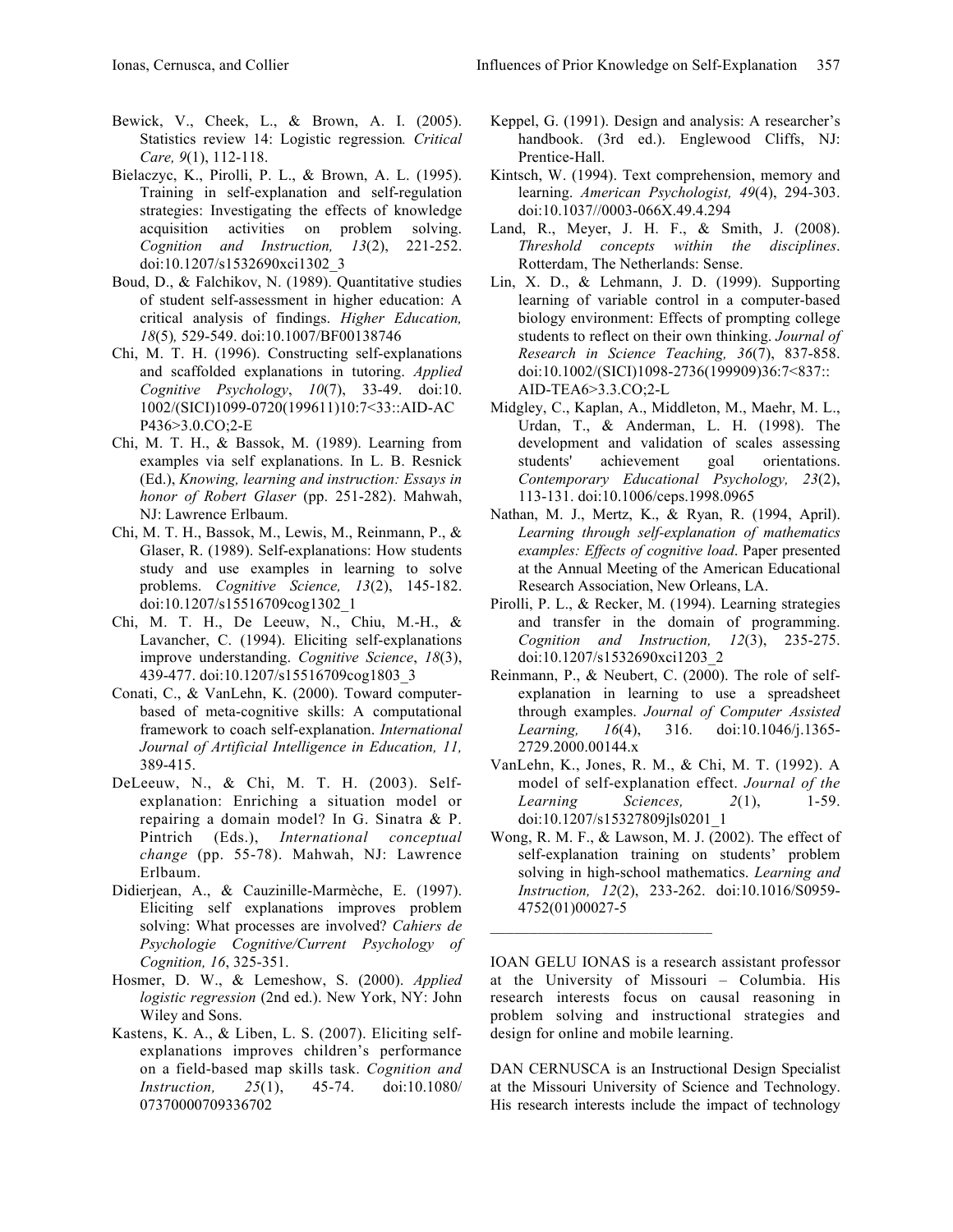Bewick, V., Cheek, L., & Brown, A. I. (2005). Statistics review 14: Logistic regression. *Critical Care, 9*(1), 112-118.

Bielaczyc, K., Pirolli, P. L., & Brown, A. L. (1995). Training in self-explanation and self-regulation strategies: Investigating the effects of knowledge acquisition activities on problem solving. *Cognition and Instruction, 13*(2), 221-252. doi:10.1207/s1532690xci1302_3

Boud, D., & Falchikov, N. (1989). Quantitative studies of student self-assessment in higher education: A critical analysis of findings. *Higher Education, 18*(5), 529-549. doi:10.1007/BF00138746

Chi, M. T. H. (1996). Constructing self-explanations and scaffolded explanations in tutoring. *Applied Cognitive Psychology*, *10*(7), 33-49. doi:10.1002/(SICI)1099-0720(199611)10:7<33::AID-ACP436>3.0.CO;2-E

Chi, M. T. H., & Bassok, M. (1989). Learning from examples via self explanations. In L. B. Resnick (Ed.), *Knowing, learning and instruction: Essays in honor of Robert Glaser* (pp. 251-282). Mahwah, NJ: Lawrence Erlbaum.

Chi, M. T. H., Bassok, M., Lewis, M., Reinmann, P., & Glaser, R. (1989). Self-explanations: How students study and use examples in learning to solve problems. *Cognitive Science, 13*(2), 145-182. doi:10.1207/s15516709cog1302_1

Chi, M. T. H., De Leeuw, N., Chiu, M.-H., & Lavancher, C. (1994). Eliciting self-explanations improve understanding. *Cognitive Science*, *18*(3), 439-477. doi:10.1207/s15516709cog1803_3

Conati, C., & VanLehn, K. (2000). Toward computer-based of meta-cognitive skills: A computational framework to coach self-explanation. *International Journal of Artificial Intelligence in Education, 11,* 389-415.

DeLeeuw, N., & Chi, M. T. H. (2003). Self-explanation: Enriching a situation model or repairing a domain model? In G. Sinatra & P. Pintrich (Eds.), *International conceptual change* (pp. 55-78). Mahwah, NJ: Lawrence Erlbaum.

Didierjean, A., & Cauzinille-Marmèche, E. (1997). Eliciting self explanations improves problem solving: What processes are involved? *Cahiers de Psychologie Cognitive/Current Psychology of Cognition, 16*, 325-351.

Hosmer, D. W., & Lemeshow, S. (2000). *Applied logistic regression* (2nd ed.). New York, NY: John Wiley and Sons.

Kastens, K. A., & Liben, L. S. (2007). Eliciting self-explanations improves children's performance on a field-based map skills task. *Cognition and Instruction, 25*(1), 45-74. doi:10.1080/07370000709336702

Keppel, G. (1991). Design and analysis: A researcher's handbook. (3rd ed.). Englewood Cliffs, NJ: Prentice-Hall.

Kintsch, W. (1994). Text comprehension, memory and learning. *American Psychologist, 49*(4), 294-303. doi:10.1037//0003-066X.49.4.294

Land, R., Meyer, J. H. F., & Smith, J. (2008). *Threshold concepts within the disciplines*. Rotterdam, The Netherlands: Sense.

Lin, X. D., & Lehmann, J. D. (1999). Supporting learning of variable control in a computer-based biology environment: Effects of prompting college students to reflect on their own thinking. *Journal of Research in Science Teaching, 36*(7), 837-858. doi:10.1002/(SICI)1098-2736(199909)36:7<837::AID-TEA6>3.3.CO;2-L

Midgley, C., Kaplan, A., Middleton, M., Maehr, M. L., Urdan, T., & Anderman, L. H. (1998). The development and validation of scales assessing students' achievement goal orientations. *Contemporary Educational Psychology, 23*(2), 113-131. doi:10.1006/ceps.1998.0965

Nathan, M. J., Mertz, K., & Ryan, R. (1994, April). *Learning through self-explanation of mathematics examples: Effects of cognitive load*. Paper presented at the Annual Meeting of the American Educational Research Association, New Orleans, LA.

Pirolli, P. L., & Recker, M. (1994). Learning strategies and transfer in the domain of programming. *Cognition and Instruction, 12*(3), 235-275. doi:10.1207/s1532690xci1203_2

Reinmann, P., & Neubert, C. (2000). The role of self-explanation in learning to use a spreadsheet through examples. *Journal of Computer Assisted Learning, 16*(4), 316. doi:10.1046/j.1365-2729.2000.00144.x

VanLehn, K., Jones, R. M., & Chi, M. T. (1992). A model of self-explanation effect. *Journal of the Learning Sciences, 2*(1), 1-59. doi:10.1207/s15327809jls0201_1

Wong, R. M. F., & Lawson, M. J. (2002). The effect of self-explanation training on students' problem solving in high-school mathematics. *Learning and Instruction, 12*(2), 233-262. doi:10.1016/S0959-4752(01)00027-5

---

IOAN GELU IONAS is a research assistant professor at the University of Missouri – Columbia. His research interests focus on causal reasoning in problem solving and instructional strategies and design for online and mobile learning.

DAN CERNUSCA is an Instructional Design Specialist at the Missouri University of Science and Technology. His research interests include the impact of technology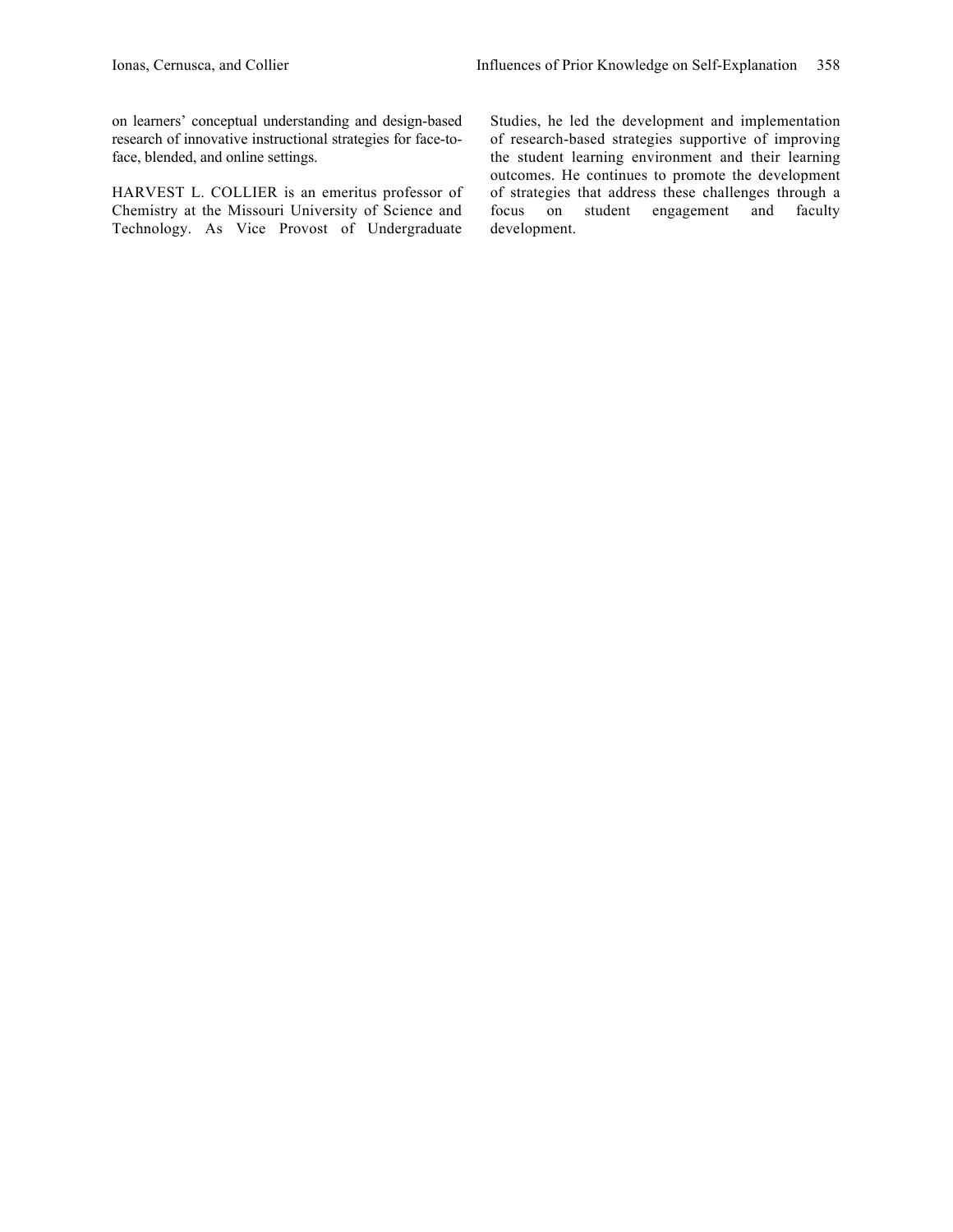on learners' conceptual understanding and design-based research of innovative instructional strategies for face-to-face, blended, and online settings.

HARVEST L. COLLIER is an emeritus professor of Chemistry at the Missouri University of Science and Technology. As Vice Provost of Undergraduate Studies, he led the development and implementation of research-based strategies supportive of improving the student learning environment and their learning outcomes. He continues to promote the development of strategies that address these challenges through a focus on student engagement and faculty development.